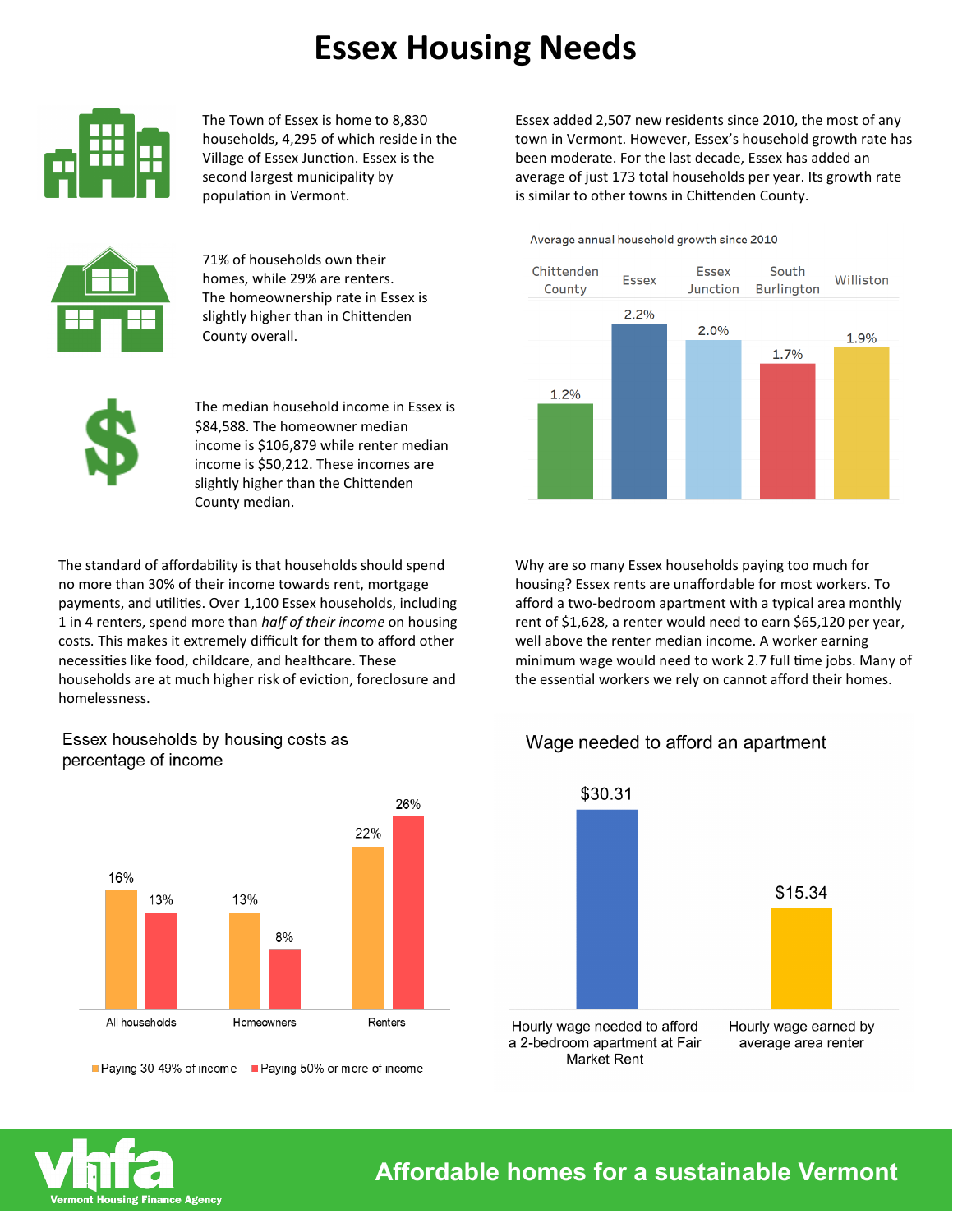# Essex Housing Needs

The Town of Essex is home to 8,830 households, 4,295 of which reside in the Village of Essex Junction. Essex is the second largest municipality by population in Vermont.

71% of households own their homes, while 29% are renters. The homeownership rate in Essex is slightly higher than in Chittenden County overall.

The median household income in Essex is $84,588. The homeowner median income is $106,879 while renter median income is $50,212. These incomes are slightly higher than the Chittenden County median.

Essex added 2,507 new residents since 2010, the most of any town in Vermont. However, Essex's household growth rate has been moderate. For the last decade, Essex has added an average of just 173 total households per year. Its growth rate is similar to other towns in Chittenden County.

**Average annual household growth since 2010**

| Chittenden County | Essex | Essex Junction | South Burlington | Williston |
|---|---|---|---|---|
| 1.2% | 2.2% | 2.0% | 1.7% | 1.9% |

The standard of affordability is that households should spend no more than 30% of their income towards rent, mortgage payments, and utilities. Over 1,100 Essex households, including 1 in 4 renters, spend more than *half of their income* on housing costs. This makes it extremely difficult for them to afford other necessities like food, childcare, and healthcare. These households are at much higher risk of eviction, foreclosure and homelessness.

**Essex households by housing costs as percentage of income**

| | Paying 30-49% of income | Paying 50% or more of income |
|---|---|---|
| All households | 16% | 13% |
| Homeowners | 13% | 8% |
| Renters | 22% | 26% |

Why are so many Essex households paying too much for housing? Essex rents are unaffordable for most workers. To afford a two-bedroom apartment with a typical area monthly rent of $1,628, a renter would need to earn $65,120 per year, well above the renter median income. A worker earning minimum wage would need to work 2.7 full time jobs. Many of the essential workers we rely on cannot afford their homes.

**Wage needed to afford an apartment**

| Hourly wage needed to afford a 2-bedroom apartment at Fair Market Rent | Hourly wage earned by average area renter |
|---|---|
| $30.31 | $15.34 |

vhfa Vermont Housing Finance Agency

Affordable homes for a sustainable Vermont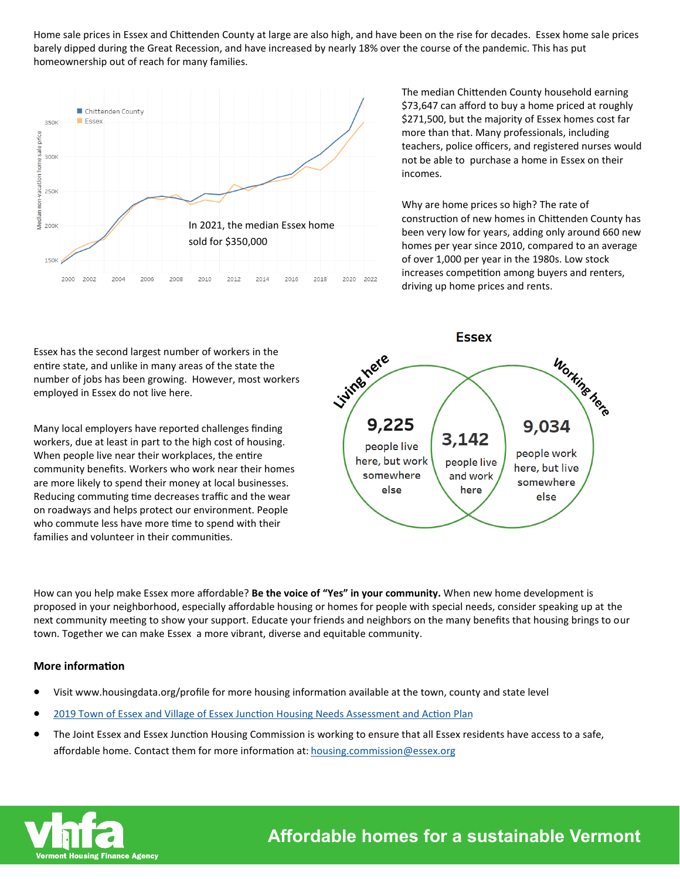Home sale prices in Essex and Chittenden County at large are also high, and have been on the rise for decades. Essex home sale prices barely dipped during the Great Recession, and have increased by nearly 18% over the course of the pandemic. This has put homeownership out of reach for many families.

Chittenden County
Essex
Median non-vacation home sale price
350K
300K
250K
200K
150K
2000 2002 2004 2006 2008 2010 2012 2014 2016 2018 2020 2022
In 2021, the median Essex home sold for $350,000

The median Chittenden County household earning $73,647 can afford to buy a home priced at roughly $271,500, but the majority of Essex homes cost far more than that. Many professionals, including teachers, police officers, and registered nurses would not be able to purchase a home in Essex on their incomes.

Why are home prices so high? The rate of construction of new homes in Chittenden County has been very low for years, adding only around 660 new homes per year since 2010, compared to an average of over 1,000 per year in the 1980s. Low stock increases competition among buyers and renters, driving up home prices and rents.

Essex has the second largest number of workers in the entire state, and unlike in many areas of the state the number of jobs has been growing. However, most workers employed in Essex do not live here.

Many local employers have reported challenges finding workers, due at least in part to the high cost of housing. When people live near their workplaces, the entire community benefits. Workers who work near their homes are more likely to spend their money at local businesses. Reducing commuting time decreases traffic and the wear on roadways and helps protect our environment. People who commute less have more time to spend with their families and volunteer in their communities.

Essex
Living here
Working here
9,225 people live here, but work somewhere else
3,142 people live and work here
9,034 people work here, but live somewhere else

How can you help make Essex more affordable? **Be the voice of "Yes" in your community.** When new home development is proposed in your neighborhood, especially affordable housing or homes for people with special needs, consider speaking up at the next community meeting to show your support. Educate your friends and neighbors on the many benefits that housing brings to our town. Together we can make Essex a more vibrant, diverse and equitable community.

### More information

- Visit www.housingdata.org/profile for more housing information available at the town, county and state level
- 2019 Town of Essex and Village of Essex Junction Housing Needs Assessment and Action Plan
- The Joint Essex and Essex Junction Housing Commission is working to ensure that all Essex residents have access to a safe, affordable home. Contact them for more information at: housing.commission@essex.org

vhfa Vermont Housing Finance Agency

Affordable homes for a sustainable Vermont